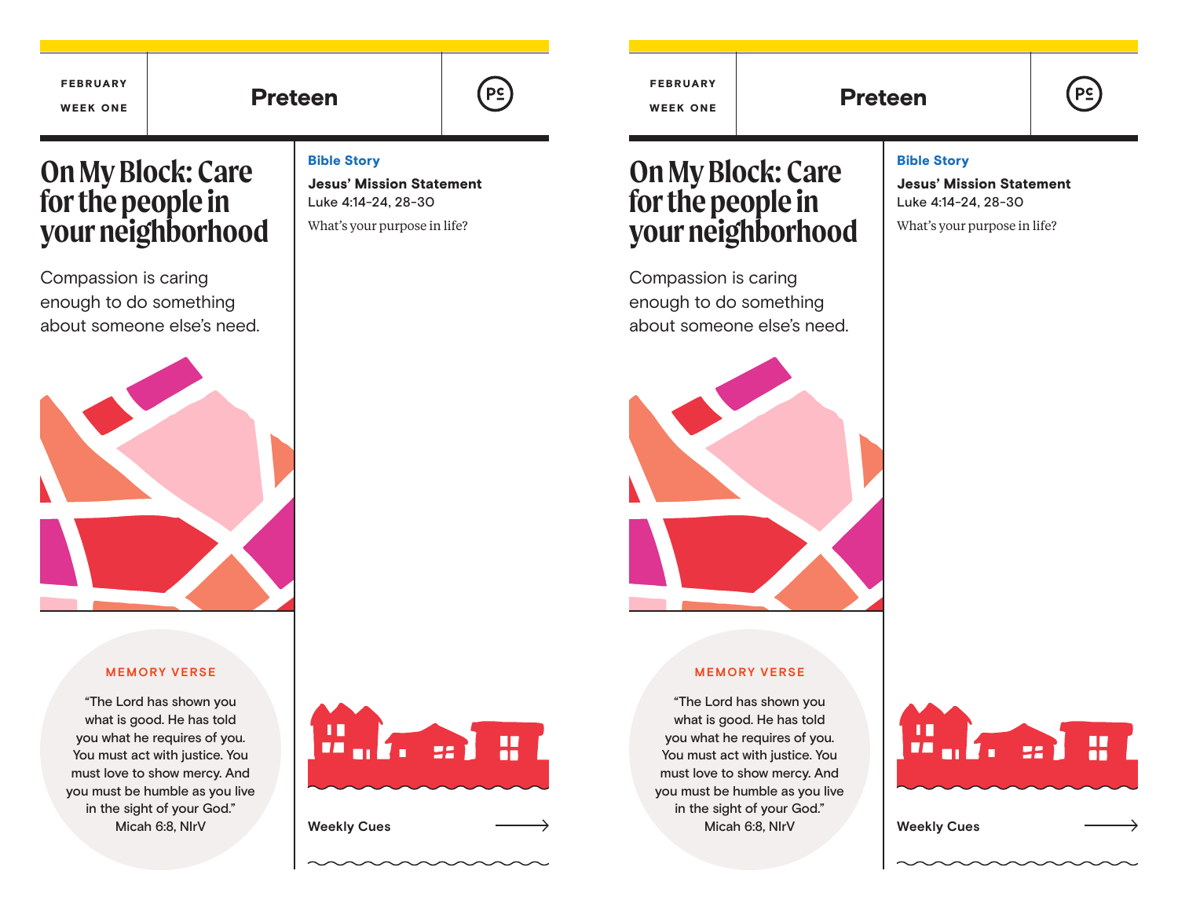FEBRUARY

WEEK ONE

# Preteen

## On My Block: Care for the people in your neighborhood

Compassion is caring enough to do something about someone else's need.

**Bible Story**

**Jesus' Mission Statement**
Luke 4:14-24, 28-30

What's your purpose in life?

MEMORY VERSE

"The Lord has shown you what is good. He has told you what he requires of you. You must act with justice. You must love to show mercy. And you must be humble as you live in the sight of your God."
Micah 6:8, NIrV

**Weekly Cues**

FEBRUARY

WEEK ONE

# Preteen

## On My Block: Care for the people in your neighborhood

Compassion is caring enough to do something about someone else's need.

**Bible Story**

**Jesus' Mission Statement**
Luke 4:14-24, 28-30

What's your purpose in life?

MEMORY VERSE

"The Lord has shown you what is good. He has told you what he requires of you. You must act with justice. You must love to show mercy. And you must be humble as you live in the sight of your God."
Micah 6:8, NIrV

**Weekly Cues**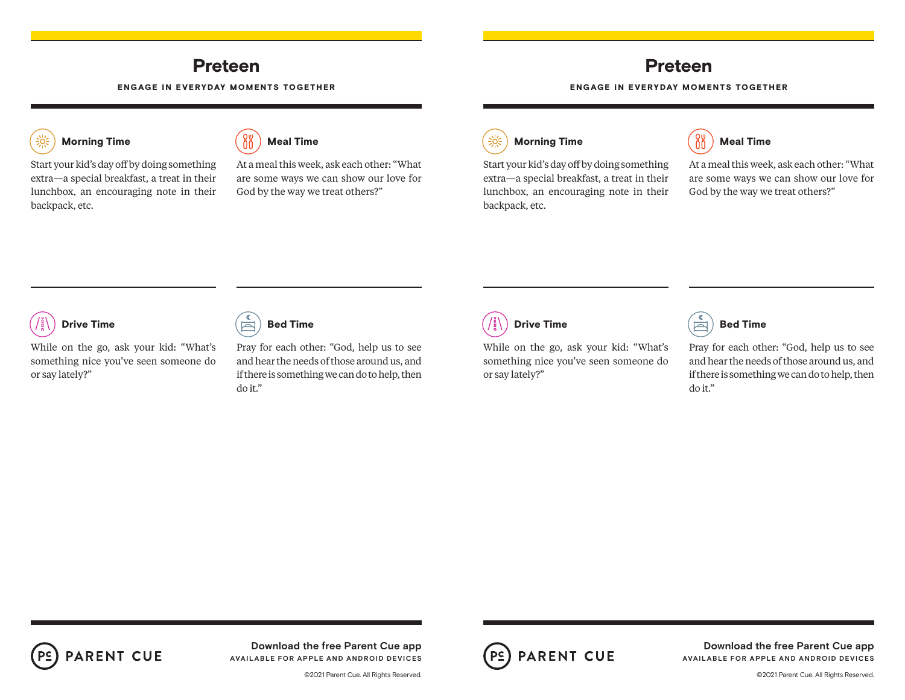# Preteen

**ENGAGE IN EVERYDAY MOMENTS TOGETHER**

### Morning Time

Start your kid's day off by doing something extra—a special breakfast, a treat in their lunchbox, an encouraging note in their backpack, etc.

### Meal Time

At a meal this week, ask each other: "What are some ways we can show our love for God by the way we treat others?"

### Drive Time

While on the go, ask your kid: "What's something nice you've seen someone do or say lately?"

### Bed Time

Pray for each other: "God, help us to see and hear the needs of those around us, and if there is something we can do to help, then do it."

PARENT CUE

**Download the free Parent Cue app**
AVAILABLE FOR APPLE AND ANDROID DEVICES

©2021 Parent Cue. All Rights Reserved.

# Preteen

**ENGAGE IN EVERYDAY MOMENTS TOGETHER**

### Morning Time

Start your kid's day off by doing something extra—a special breakfast, a treat in their lunchbox, an encouraging note in their backpack, etc.

### Meal Time

At a meal this week, ask each other: "What are some ways we can show our love for God by the way we treat others?"

### Drive Time

While on the go, ask your kid: "What's something nice you've seen someone do or say lately?"

### Bed Time

Pray for each other: "God, help us to see and hear the needs of those around us, and if there is something we can do to help, then do it."

PARENT CUE

**Download the free Parent Cue app**
AVAILABLE FOR APPLE AND ANDROID DEVICES

©2021 Parent Cue. All Rights Reserved.